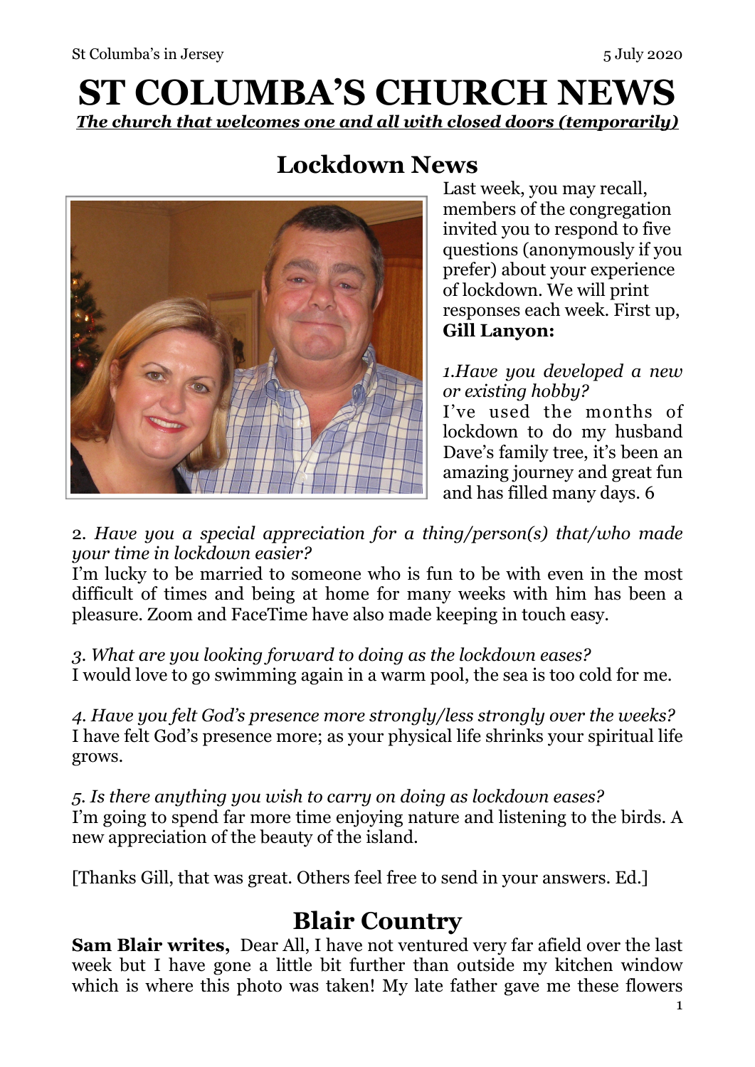# ST COLUMBA'S CHURCH NEWS

***The church that welcomes one and all with closed doors (temporarily)***

## Lockdown News

Last week, you may recall, members of the congregation invited you to respond to five questions (anonymously if you prefer) about your experience of lockdown. We will print responses each week. First up, **Gill Lanyon:**

*1.Have you developed a new or existing hobby?*
I've used the months of lockdown to do my husband Dave's family tree, it's been an amazing journey and great fun and has filled many days. 6

2. *Have you a special appreciation for a thing/person(s) that/who made your time in lockdown easier?*
I'm lucky to be married to someone who is fun to be with even in the most difficult of times and being at home for many weeks with him has been a pleasure. Zoom and FaceTime have also made keeping in touch easy.

*3. What are you looking forward to doing as the lockdown eases?*
I would love to go swimming again in a warm pool, the sea is too cold for me.

*4. Have you felt God's presence more strongly/less strongly over the weeks?*
I have felt God's presence more; as your physical life shrinks your spiritual life grows.

*5. Is there anything you wish to carry on doing as lockdown eases?*
I'm going to spend far more time enjoying nature and listening to the birds. A new appreciation of the beauty of the island.

[Thanks Gill, that was great. Others feel free to send in your answers. Ed.]

## Blair Country

**Sam Blair writes,** Dear All, I have not ventured very far afield over the last week but I have gone a little bit further than outside my kitchen window which is where this photo was taken! My late father gave me these flowers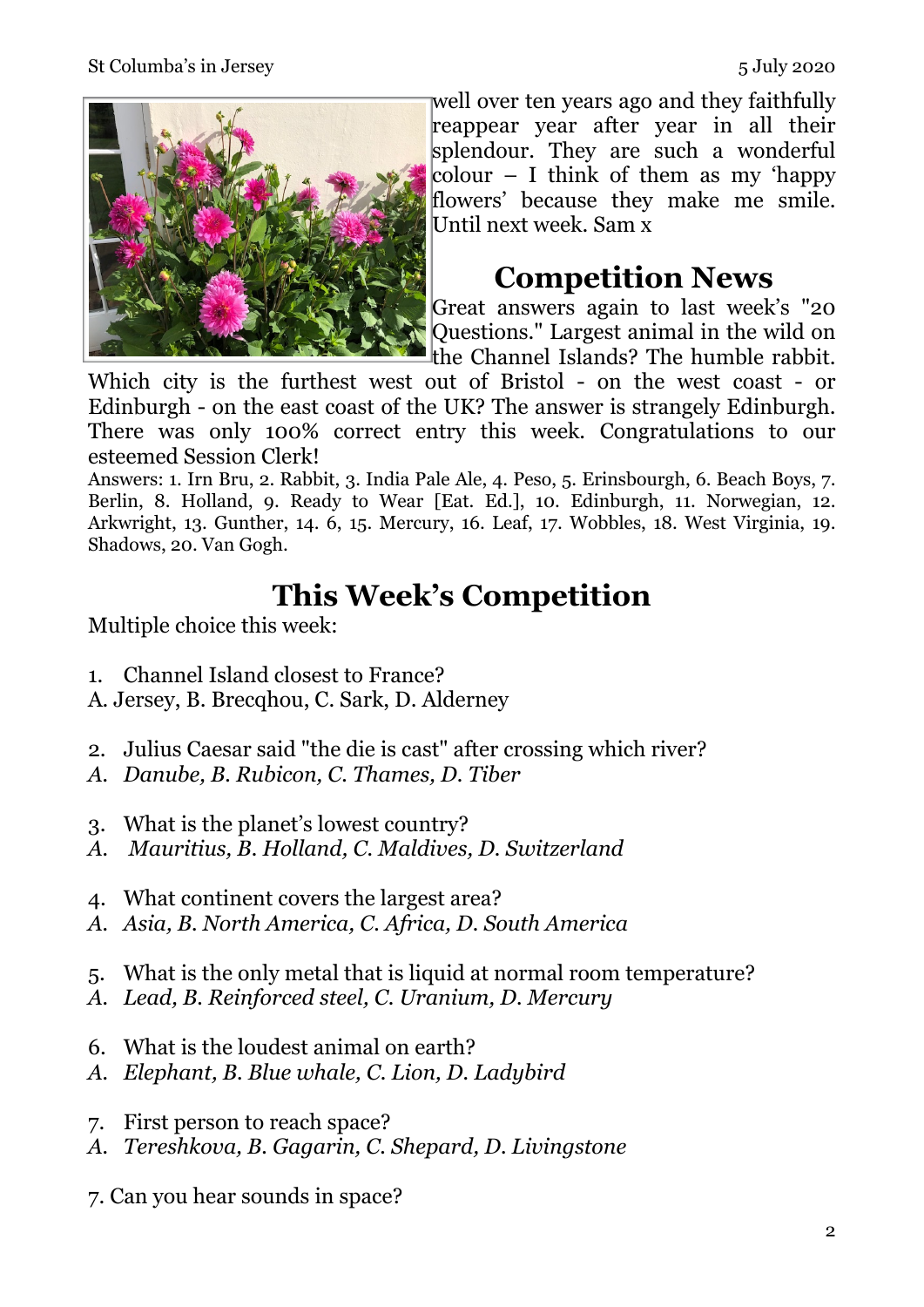well over ten years ago and they faithfully reappear year after year in all their splendour. They are such a wonderful colour – I think of them as my 'happy flowers' because they make me smile. Until next week. Sam x

## Competition News

Great answers again to last week's "20 Questions." Largest animal in the wild on the Channel Islands? The humble rabbit. Which city is the furthest west out of Bristol - on the west coast - or Edinburgh - on the east coast of the UK? The answer is strangely Edinburgh. There was only 100% correct entry this week. Congratulations to our esteemed Session Clerk!

Answers: 1. Irn Bru, 2. Rabbit, 3. India Pale Ale, 4. Peso, 5. Erinsbourgh, 6. Beach Boys, 7. Berlin, 8. Holland, 9. Ready to Wear [Eat. Ed.], 10. Edinburgh, 11. Norwegian, 12. Arkwright, 13. Gunther, 14. 6, 15. Mercury, 16. Leaf, 17. Wobbles, 18. West Virginia, 19. Shadows, 20. Van Gogh.

## This Week's Competition

Multiple choice this week:

1. Channel Island closest to France?

A. Jersey, B. Brecqhou, C. Sark, D. Alderney

2. Julius Caesar said "the die is cast" after crossing which river?

*A. Danube, B. Rubicon, C. Thames, D. Tiber*

3. What is the planet's lowest country?

*A. Mauritius, B. Holland, C. Maldives, D. Switzerland*

4. What continent covers the largest area?

*A. Asia, B. North America, C. Africa, D. South America*

5. What is the only metal that is liquid at normal room temperature?

*A. Lead, B. Reinforced steel, C. Uranium, D. Mercury*

6. What is the loudest animal on earth?

*A. Elephant, B. Blue whale, C. Lion, D. Ladybird*

7. First person to reach space?

*A. Tereshkova, B. Gagarin, C. Shepard, D. Livingstone*

7. Can you hear sounds in space?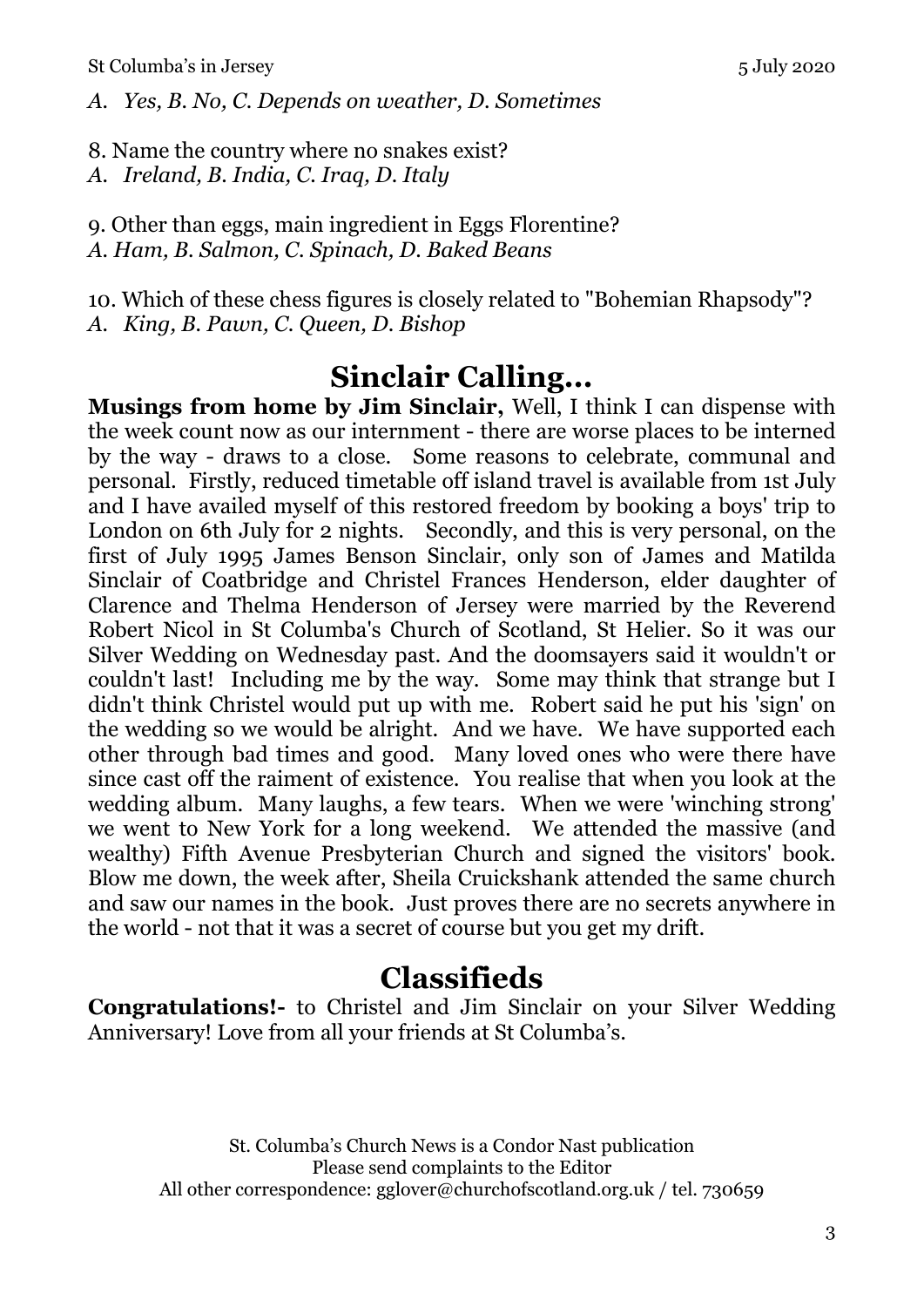*A. Yes, B. No, C. Depends on weather, D. Sometimes*

8. Name the country where no snakes exist?
*A. Ireland, B. India, C. Iraq, D. Italy*

9. Other than eggs, main ingredient in Eggs Florentine?
*A. Ham, B. Salmon, C. Spinach, D. Baked Beans*

10. Which of these chess figures is closely related to "Bohemian Rhapsody"?
*A. King, B. Pawn, C. Queen, D. Bishop*

## Sinclair Calling...

**Musings from home by Jim Sinclair,** Well, I think I can dispense with the week count now as our internment - there are worse places to be interned by the way - draws to a close. Some reasons to celebrate, communal and personal. Firstly, reduced timetable off island travel is available from 1st July and I have availed myself of this restored freedom by booking a boys' trip to London on 6th July for 2 nights. Secondly, and this is very personal, on the first of July 1995 James Benson Sinclair, only son of James and Matilda Sinclair of Coatbridge and Christel Frances Henderson, elder daughter of Clarence and Thelma Henderson of Jersey were married by the Reverend Robert Nicol in St Columba's Church of Scotland, St Helier. So it was our Silver Wedding on Wednesday past. And the doomsayers said it wouldn't or couldn't last! Including me by the way. Some may think that strange but I didn't think Christel would put up with me. Robert said he put his 'sign' on the wedding so we would be alright. And we have. We have supported each other through bad times and good. Many loved ones who were there have since cast off the raiment of existence. You realise that when you look at the wedding album. Many laughs, a few tears. When we were 'winching strong' we went to New York for a long weekend. We attended the massive (and wealthy) Fifth Avenue Presbyterian Church and signed the visitors' book. Blow me down, the week after, Sheila Cruickshank attended the same church and saw our names in the book. Just proves there are no secrets anywhere in the world - not that it was a secret of course but you get my drift.

## Classifieds

**Congratulations!-** to Christel and Jim Sinclair on your Silver Wedding Anniversary! Love from all your friends at St Columba's.

St. Columba's Church News is a Condor Nast publication
Please send complaints to the Editor
All other correspondence: gglover@churchofscotland.org.uk / tel. 730659